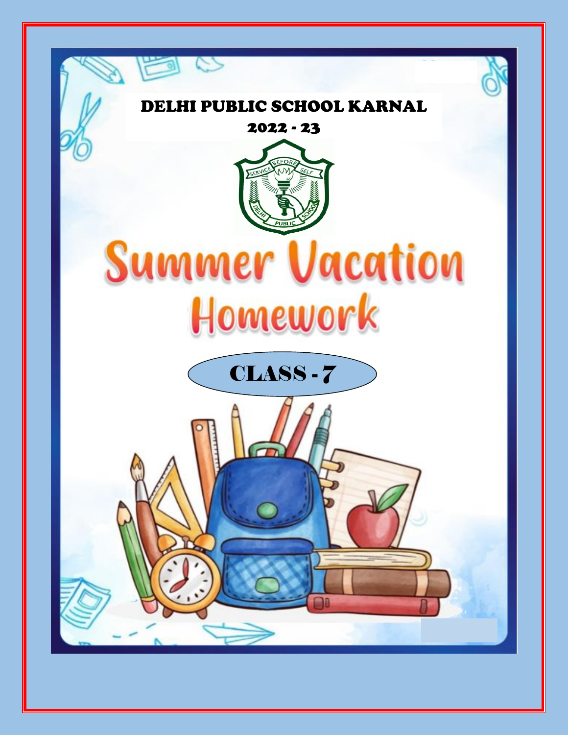# DELHI PUBLIC SCHOOL KARNAL

## 2022 - 23

SERVICE BEFORE SELF

DELHI PUBLIC SCHOOL

# Summer Vacation Homework

## CLASS - 7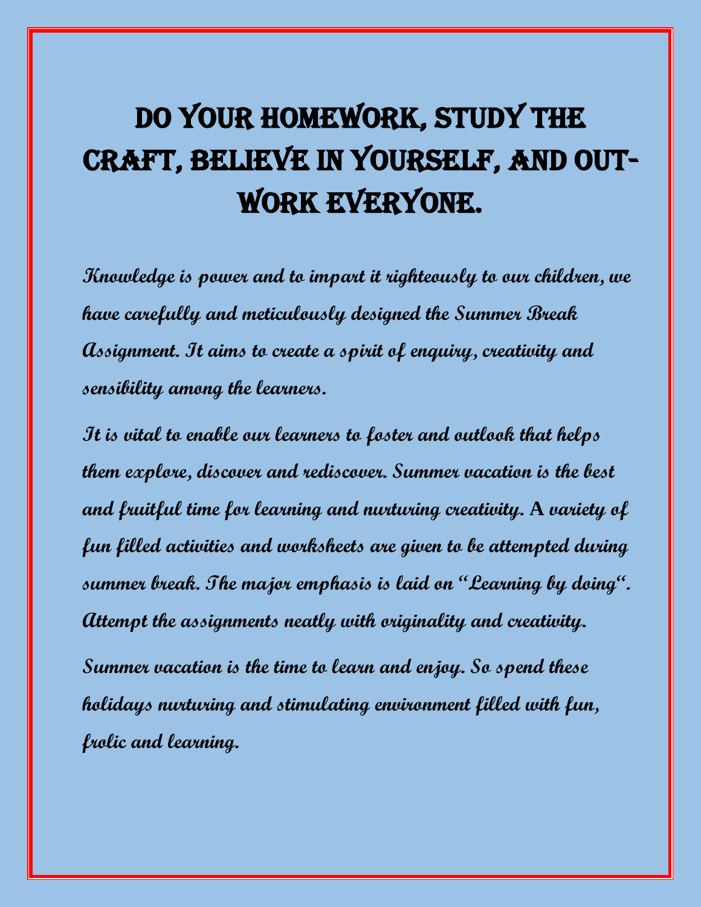# DO YOUR HOMEWORK, STUDY THE CRAFT, BELIEVE IN YOURSELF, AND OUT-WORK EVERYONE.

***Knowledge is power and to impart it righteously to our children, we have carefully and meticulously designed the Summer Break Assignment. It aims to create a spirit of enquiry, creativity and sensibility among the learners.***

***It is vital to enable our learners to foster and outlook that helps them explore, discover and rediscover. Summer vacation is the best and fruitful time for learning and nurturing creativity. A variety of fun filled activities and worksheets are given to be attempted during summer break. The major emphasis is laid on "Learning by doing". Attempt the assignments neatly with originality and creativity.***

***Summer vacation is the time to learn and enjoy. So spend these holidays nurturing and stimulating environment filled with fun, frolic and learning.***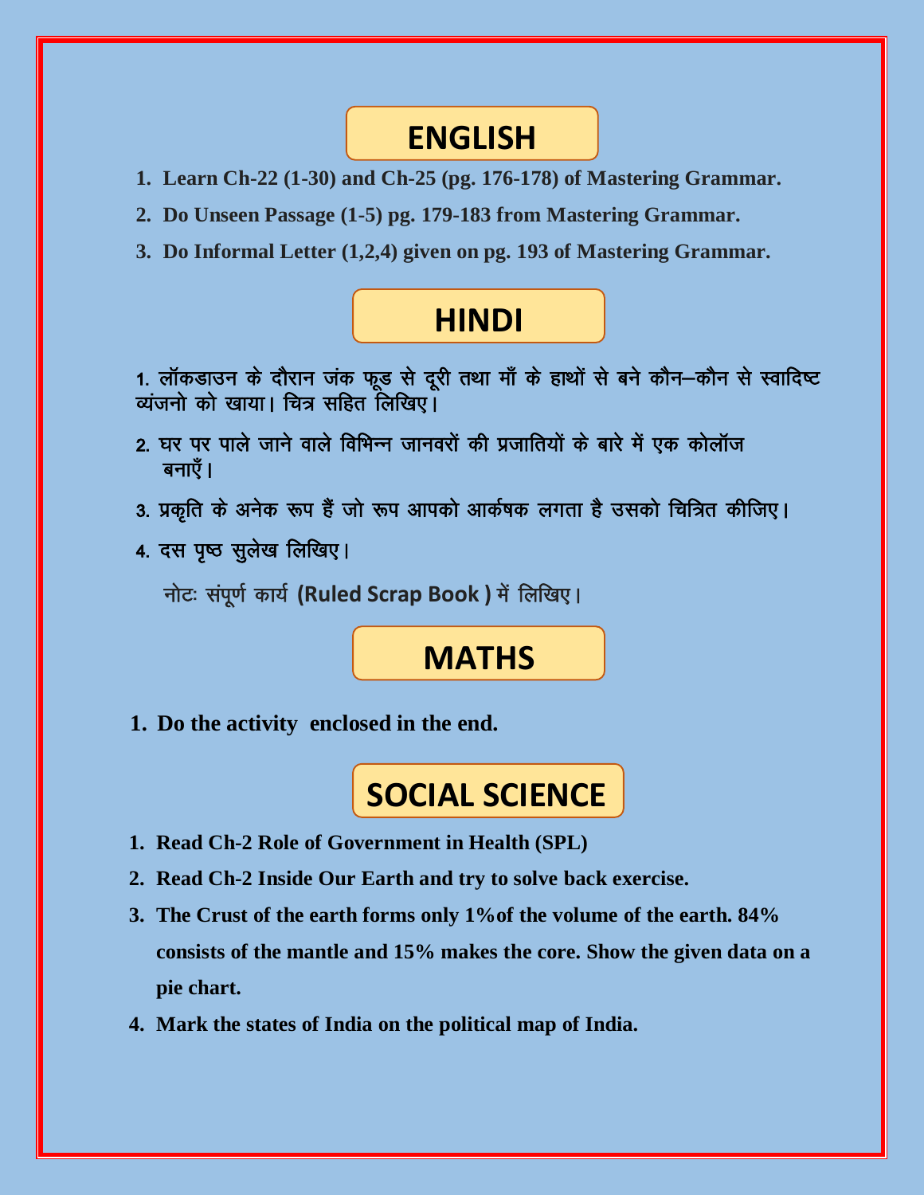## ENGLISH

1. **Learn Ch-22 (1-30) and Ch-25 (pg. 176-178) of Mastering Grammar.**
2. **Do Unseen Passage (1-5) pg. 179-183 from Mastering Grammar.**
3. **Do Informal Letter (1,2,4) given on pg. 193 of Mastering Grammar.**

## HINDI

1. लॉकडाउन के दौरान जंक फूड से दूरी तथा माँ के हाथों से बने कौन–कौन से स्वादिष्ट व्यंजनो को खाया। चित्र सहित लिखिए।
2. घर पर पाले जाने वाले विभिन्न जानवरों की प्रजातियों के बारे में एक कोलॉज बनाएँ।
3. प्रकृति के अनेक रूप हैं जो रूप आपको आर्कषक लगता है उसको चित्रित कीजिए।
4. दस पृष्ठ सुलेख लिखिए।

नोटः संपूर्ण कार्य **(Ruled Scrap Book )** में लिखिए।

## MATHS

1. **Do the activity enclosed in the end.**

## SOCIAL SCIENCE

1. **Read Ch-2 Role of Government in Health (SPL)**
2. **Read Ch-2 Inside Our Earth and try to solve back exercise.**
3. **The Crust of the earth forms only 1%of the volume of the earth. 84% consists of the mantle and 15% makes the core. Show the given data on a pie chart.**
4. **Mark the states of India on the political map of India.**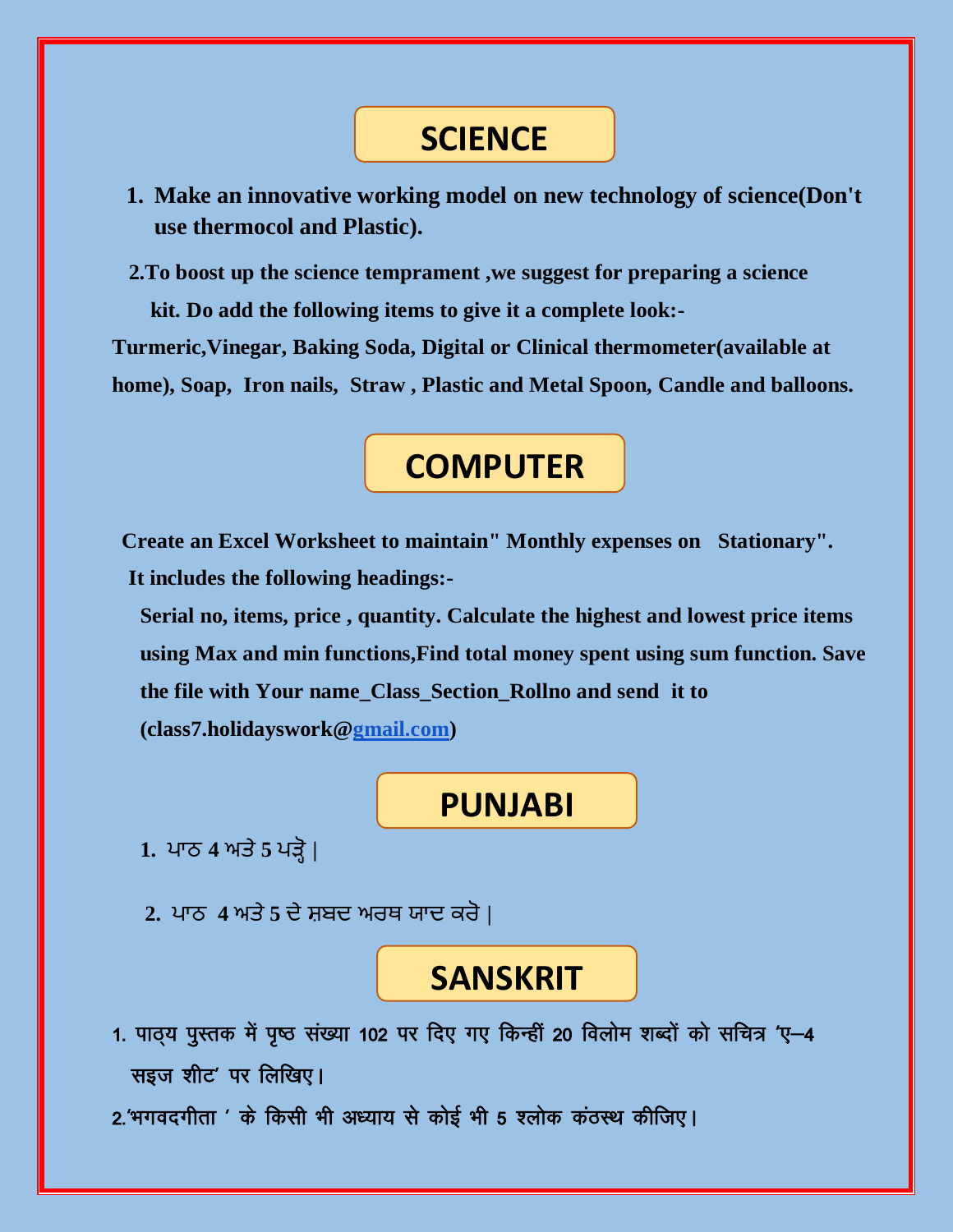## SCIENCE

1. **Make an innovative working model on new technology of science(Don't use thermocol and Plastic).**

2. **To boost up the science temprament ,we suggest for preparing a science kit. Do add the following items to give it a complete look:-**

**Turmeric,Vinegar, Baking Soda, Digital or Clinical thermometer(available at home), Soap, Iron nails, Straw , Plastic and Metal Spoon, Candle and balloons.**

## COMPUTER

**Create an Excel Worksheet to maintain" Monthly expenses on Stationary".**

**It includes the following headings:-**

**Serial no, items, price , quantity. Calculate the highest and lowest price items using Max and min functions,Find total money spent using sum function. Save the file with Your name_Class_Section_Rollno and send it to (class7.holidayswork@gmail.com)**

## PUNJABI

1. ਪਾਠ 4 ਅਤੇ 5 ਪੜ੍ਹੋ |

2. ਪਾਠ 4 ਅਤੇ 5 ਦੇ ਸ਼ਬਦ ਅਰਥ ਯਾਦ ਕਰੋ |

## SANSKRIT

1. पाठ्य पुस्तक में पृष्ठ संख्या 102 पर दिए गए किन्हीं 20 विलोम शब्दों को सचित्र 'ए–4 सइज शीट' पर लिखिए।

2. 'भगवदगीता ' के किसी भी अध्याय से कोई भी 5 श्लोक कंठस्थ कीजिए।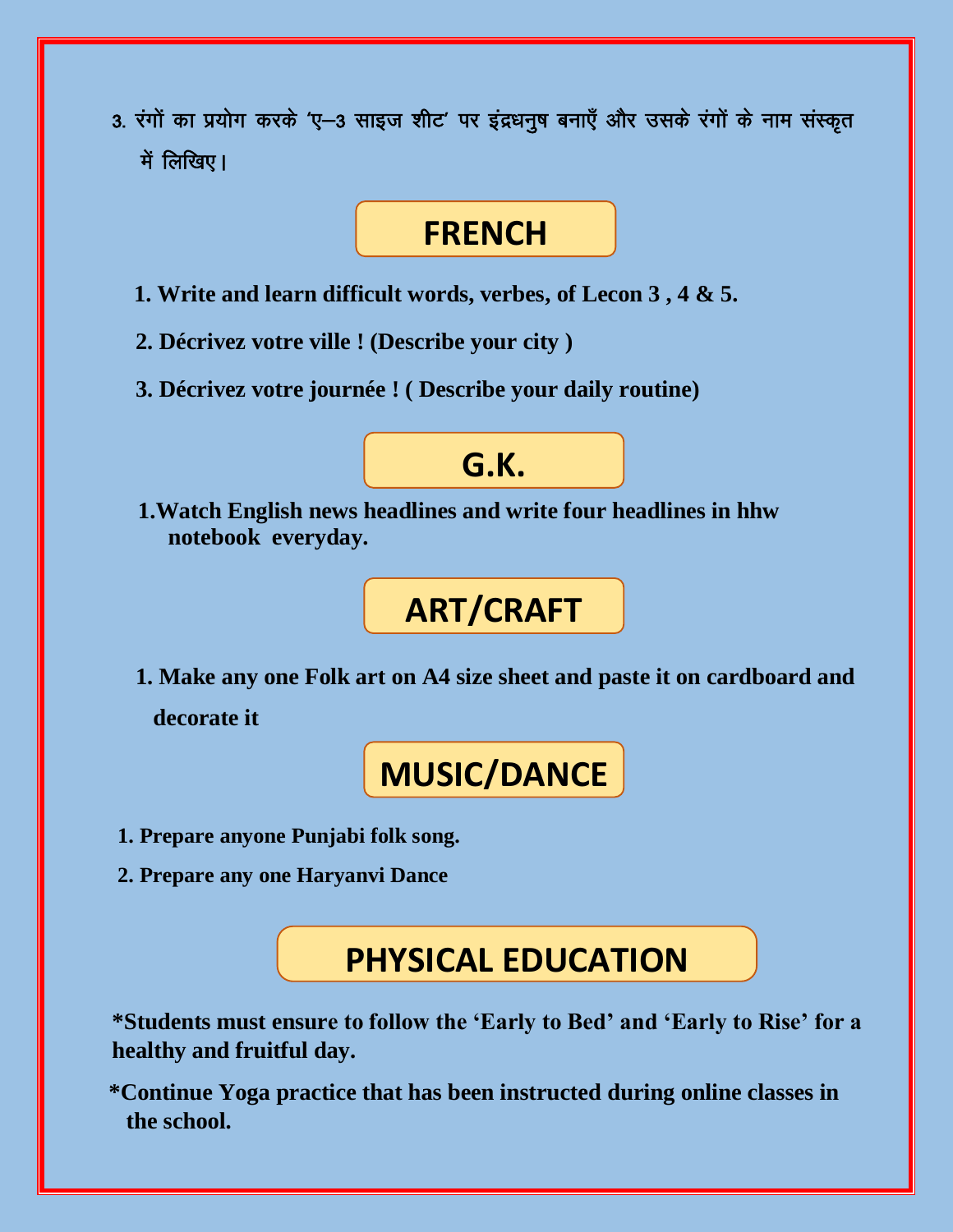3. रंगों का प्रयोग करके 'ए–3 साइज शीट' पर इंद्रधनुष बनाएँ और उसके रंगों के नाम संस्कृत में लिखिए।

## FRENCH

1. **Write and learn difficult words, verbes, of Lecon 3 , 4 & 5.**
2. **Décrivez votre ville ! (Describe your city )**
3. **Décrivez votre journée ! ( Describe your daily routine)**

## G.K.

1. **Watch English news headlines and write four headlines in hhw notebook everyday.**

## ART/CRAFT

1. **Make any one Folk art on A4 size sheet and paste it on cardboard and decorate it**

## MUSIC/DANCE

1. **Prepare anyone Punjabi folk song.**
2. **Prepare any one Haryanvi Dance**

## PHYSICAL EDUCATION

**\*Students must ensure to follow the 'Early to Bed' and 'Early to Rise' for a healthy and fruitful day.**

**\*Continue Yoga practice that has been instructed during online classes in the school.**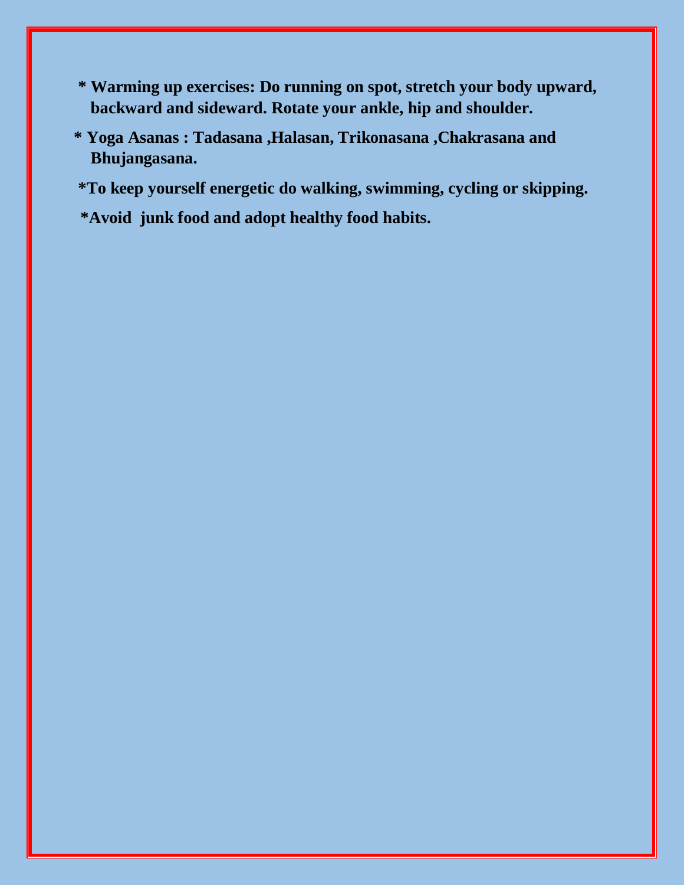**\* Warming up exercises: Do running on spot, stretch your body upward, backward and sideward. Rotate your ankle, hip and shoulder.**

**\* Yoga Asanas : Tadasana ,Halasan, Trikonasana ,Chakrasana and Bhujangasana.**

**\*To keep yourself energetic do walking, swimming, cycling or skipping.**

**\*Avoid junk food and adopt healthy food habits.**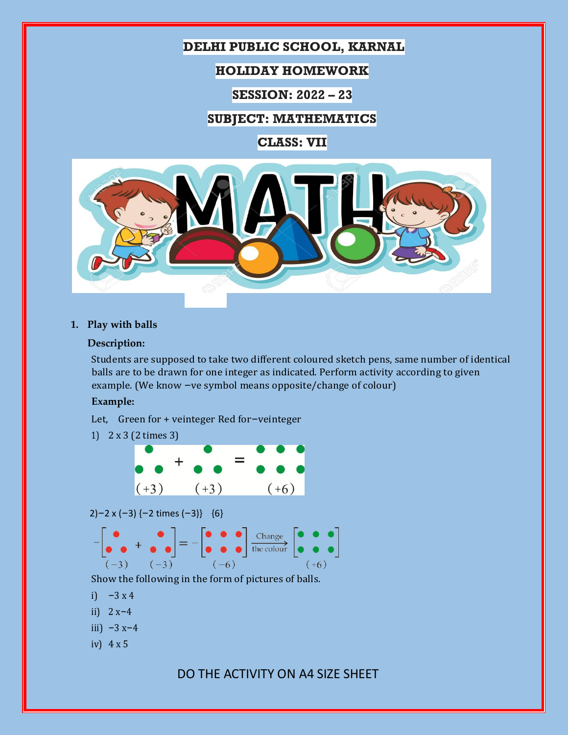# DELHI PUBLIC SCHOOL, KARNAL

## HOLIDAY HOMEWORK

## SESSION: 2022 – 23

## SUBJECT: MATHEMATICS

## CLASS: VII

1. **Play with balls**

**Description:**

Students are supposed to take two different coloured sketch pens, same number of identical balls are to be drawn for one integer as indicated. Perform activity according to given example. (We know −ve symbol means opposite/change of colour)

**Example:**

Let, Green for + veinteger Red for−veinteger

1) 2 x 3 (2 times 3)

$(+3) + (+3) = (+6)$

2) −2 x (−3) {−2 times (−3)} {6}

$-[(-3) + (-3)] = -(-6) \xrightarrow{\text{Change the colour}} (+6)$

Show the following in the form of pictures of balls.

i) −3 x 4

ii) 2 x−4

iii) −3 x−4

iv) 4 x 5

DO THE ACTIVITY ON A4 SIZE SHEET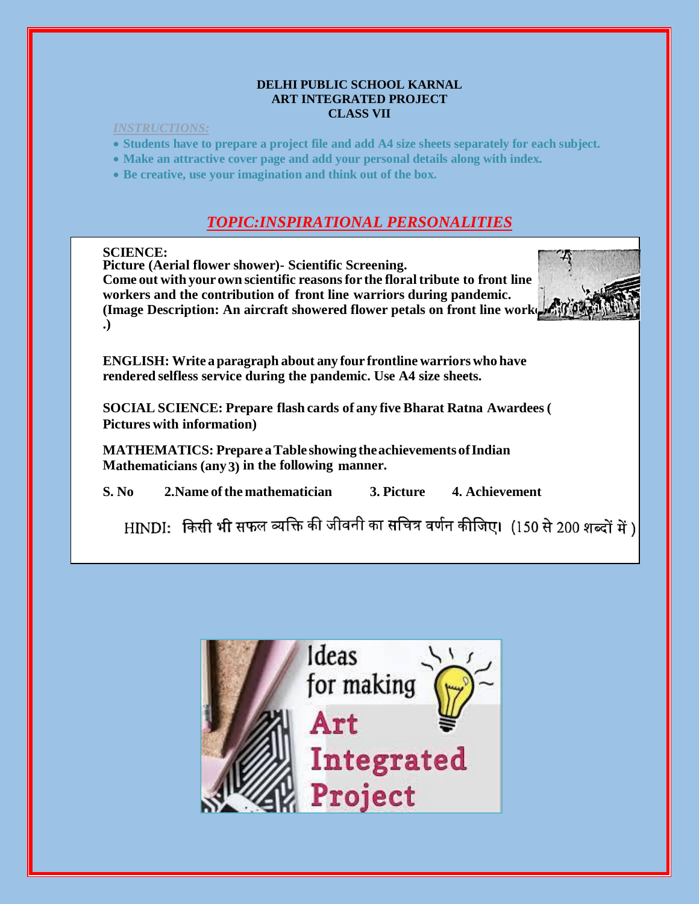**DELHI PUBLIC SCHOOL KARNAL**
**ART INTEGRATED PROJECT**
**CLASS VII**

*INSTRUCTIONS:*

- **Students have to prepare a project file and add A4 size sheets separately for each subject.**
- **Make an attractive cover page and add your personal details along with index.**
- **Be creative, use your imagination and think out of the box.**

## *TOPIC:INSPIRATIONAL PERSONALITIES*

**SCIENCE:**
**Picture (Aerial flower shower)- Scientific Screening.**
**Come out with your own scientific reasons for the floral tribute to front line workers and the contribution of front line warriors during pandemic.**
**(Image Description: An aircraft showered flower petals on front line workers.)**

**ENGLISH: Write a paragraph about any four frontline warriors who have rendered selfless service during the pandemic. Use A4 size sheets.**

**SOCIAL SCIENCE: Prepare flash cards of any five Bharat Ratna Awardees ( Pictures with information)**

**MATHEMATICS: Prepare a Table showing the achievements of Indian Mathematicians (any 3) in the following manner.**

| S. No | 2.Name of the mathematician | 3. Picture | 4. Achievement |
|---|---|---|---|

HINDI: किसी भी सफल व्यक्ति की जीवनी का सचित्र वर्णन कीजिए। (150 से 200 शब्दों में )

Ideas for making Art Integrated Project